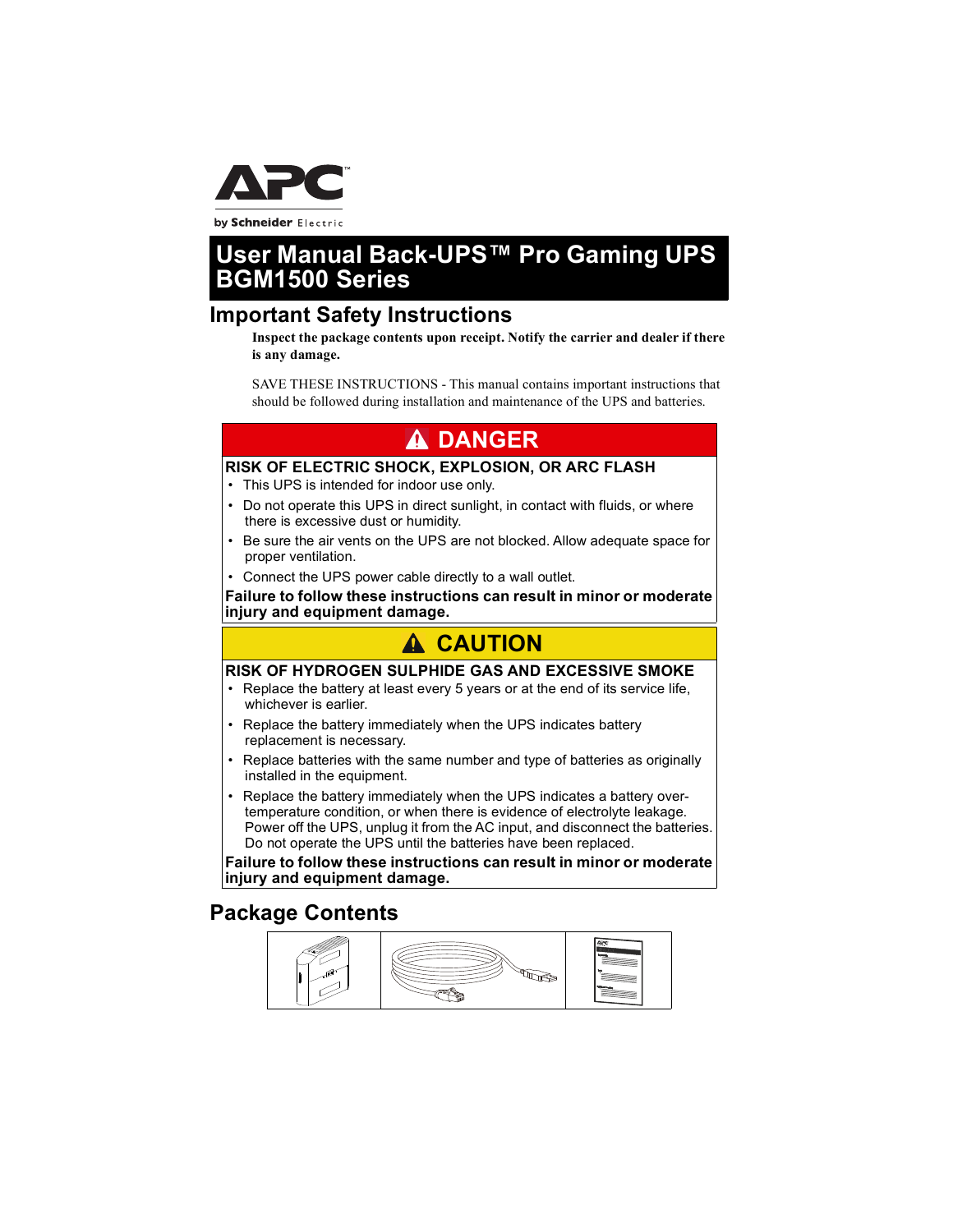APC by Schneider Electric

# User Manual Back-UPS™ Pro Gaming UPS BGM1500 Series

## Important Safety Instructions

**Inspect the package contents upon receipt. Notify the carrier and dealer if there is any damage.**

SAVE THESE INSTRUCTIONS - This manual contains important instructions that should be followed during installation and maintenance of the UPS and batteries.

### ⚠ DANGER

**RISK OF ELECTRIC SHOCK, EXPLOSION, OR ARC FLASH**

- This UPS is intended for indoor use only.
- Do not operate this UPS in direct sunlight, in contact with fluids, or where there is excessive dust or humidity.
- Be sure the air vents on the UPS are not blocked. Allow adequate space for proper ventilation.
- Connect the UPS power cable directly to a wall outlet.

**Failure to follow these instructions can result in minor or moderate injury and equipment damage.**

### ⚠ CAUTION

**RISK OF HYDROGEN SULPHIDE GAS AND EXCESSIVE SMOKE**

- Replace the battery at least every 5 years or at the end of its service life, whichever is earlier.
- Replace the battery immediately when the UPS indicates battery replacement is necessary.
- Replace batteries with the same number and type of batteries as originally installed in the equipment.
- Replace the battery immediately when the UPS indicates a battery over-temperature condition, or when there is evidence of electrolyte leakage. Power off the UPS, unplug it from the AC input, and disconnect the batteries. Do not operate the UPS until the batteries have been replaced.

**Failure to follow these instructions can result in minor or moderate injury and equipment damage.**

## Package Contents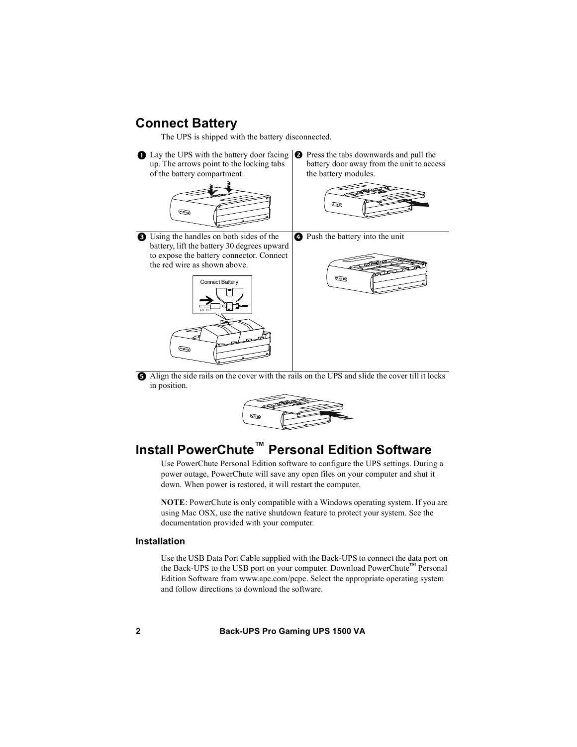## Connect Battery

The UPS is shipped with the battery disconnected.

1. Lay the UPS with the battery door facing up. The arrows point to the locking tabs of the battery compartment.
2. Press the tabs downwards and pull the battery door away from the unit to access the battery modules.
3. Using the handles on both sides of the battery, lift the battery 30 degrees upward to expose the battery connector. Connect the red wire as shown above.

   Connect Battery

   RED +
4. Push the battery into the unit
5. Align the side rails on the cover with the rails on the UPS and slide the cover till it locks in position.

## Install PowerChute™ Personal Edition Software

Use PowerChute Personal Edition software to configure the UPS settings. During a power outage, PowerChute will save any open files on your computer and shut it down. When power is restored, it will restart the computer.

**NOTE**: PowerChute is only compatible with a Windows operating system. If you are using Mac OSX, use the native shutdown feature to protect your system. See the documentation provided with your computer.

### Installation

Use the USB Data Port Cable supplied with the Back-UPS to connect the data port on the Back-UPS to the USB port on your computer. Download PowerChute™ Personal Edition Software from www.apc.com/pcpe. Select the appropriate operating system and follow directions to download the software.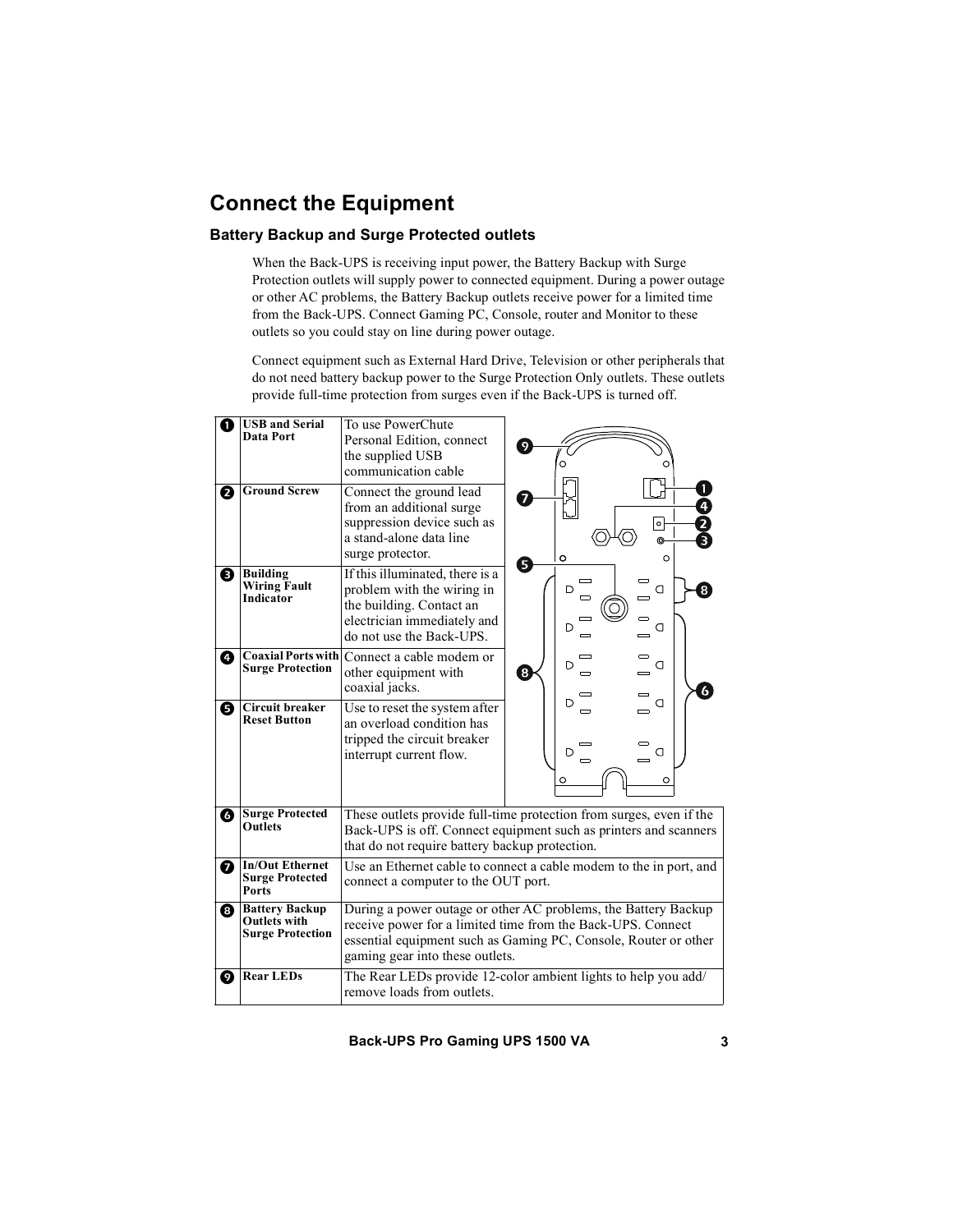# Connect the Equipment

## Battery Backup and Surge Protected outlets

When the Back-UPS is receiving input power, the Battery Backup with Surge Protection outlets will supply power to connected equipment. During a power outage or other AC problems, the Battery Backup outlets receive power for a limited time from the Back-UPS. Connect Gaming PC, Console, router and Monitor to these outlets so you could stay on line during power outage.

Connect equipment such as External Hard Drive, Television or other peripherals that do not need battery backup power to the Surge Protection Only outlets. These outlets provide full-time protection from surges even if the Back-UPS is turned off.

| # | Item | Description |
|---|---|---|
| 1 | **USB and Serial Data Port** | To use PowerChute Personal Edition, connect the supplied USB communication cable |
| 2 | **Ground Screw** | Connect the ground lead from an additional surge suppression device such as a stand-alone data line surge protector. |
| 3 | **Building Wiring Fault Indicator** | If this illuminated, there is a problem with the wiring in the building. Contact an electrician immediately and do not use the Back-UPS. |
| 4 | **Coaxial Ports with Surge Protection** | Connect a cable modem or other equipment with coaxial jacks. |
| 5 | **Circuit breaker Reset Button** | Use to reset the system after an overload condition has tripped the circuit breaker interrupt current flow. |
| 6 | **Surge Protected Outlets** | These outlets provide full-time protection from surges, even if the Back-UPS is off. Connect equipment such as printers and scanners that do not require battery backup protection. |
| 7 | **In/Out Ethernet Surge Protected Ports** | Use an Ethernet cable to connect a cable modem to the in port, and connect a computer to the OUT port. |
| 8 | **Battery Backup Outlets with Surge Protection** | During a power outage or other AC problems, the Battery Backup receive power for a limited time from the Back-UPS. Connect essential equipment such as Gaming PC, Console, Router or other gaming gear into these outlets. |
| 9 | **Rear LEDs** | The Rear LEDs provide 12-color ambient lights to help you add/ remove loads from outlets. |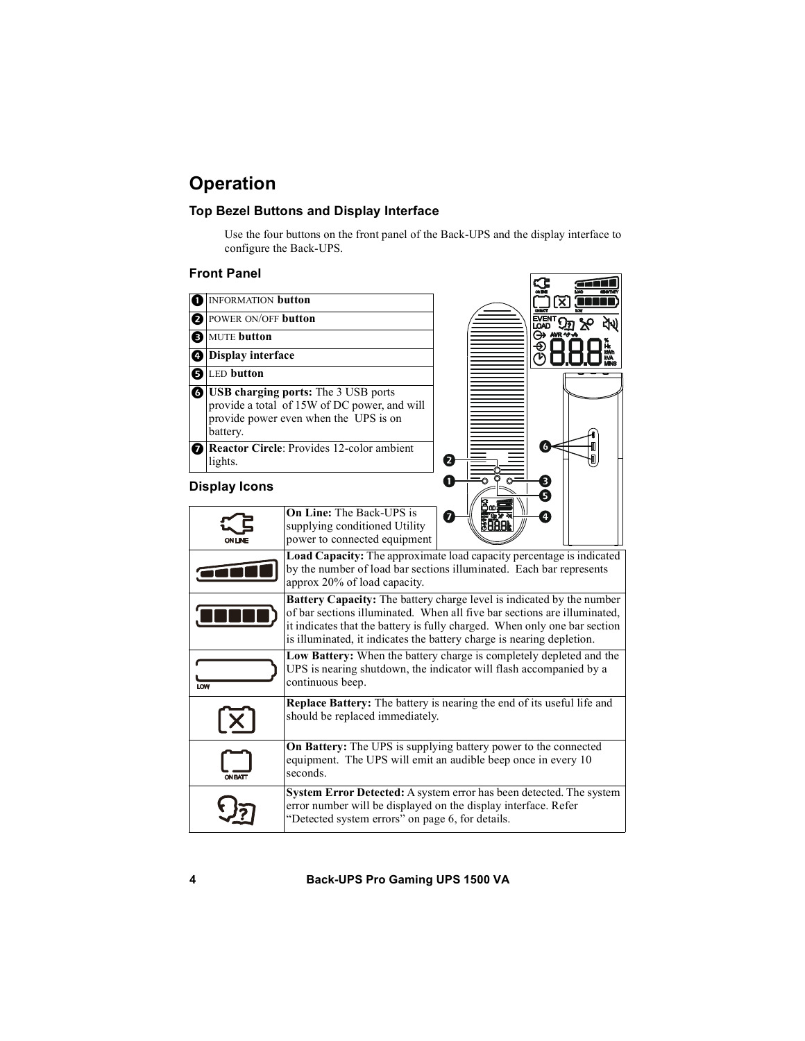# Operation

## Top Bezel Buttons and Display Interface

Use the four buttons on the front panel of the Back-UPS and the display interface to configure the Back-UPS.

### Front Panel

| | |
|---|---|
| 1 | INFORMATION **button** |
| 2 | POWER ON/OFF **button** |
| 3 | MUTE **button** |
| 4 | **Display interface** |
| 5 | LED **button** |
| 6 | **USB charging ports:** The 3 USB ports provide a total of 15W of DC power, and will provide power even when the UPS is on battery. |
| 7 | **Reactor Circle**: Provides 12-color ambient lights. |

### Display Icons

| Icon | Description |
|---|---|
| ON LINE | **On Line:** The Back-UPS is supplying conditioned Utility power to connected equipment |
| | **Load Capacity:** The approximate load capacity percentage is indicated by the number of load bar sections illuminated. Each bar represents approx 20% of load capacity. |
| | **Battery Capacity:** The battery charge level is indicated by the number of bar sections illuminated. When all five bar sections are illuminated, it indicates that the battery is fully charged. When only one bar section is illuminated, it indicates the battery charge is nearing depletion. |
| LOW | **Low Battery:** When the battery charge is completely depleted and the UPS is nearing shutdown, the indicator will flash accompanied by a continuous beep. |
| | **Replace Battery:** The battery is nearing the end of its useful life and should be replaced immediately. |
| ON BATT | **On Battery:** The UPS is supplying battery power to the connected equipment. The UPS will emit an audible beep once in every 10 seconds. |
| | **System Error Detected:** A system error has been detected. The system error number will be displayed on the display interface. Refer "Detected system errors" on page 6, for details. |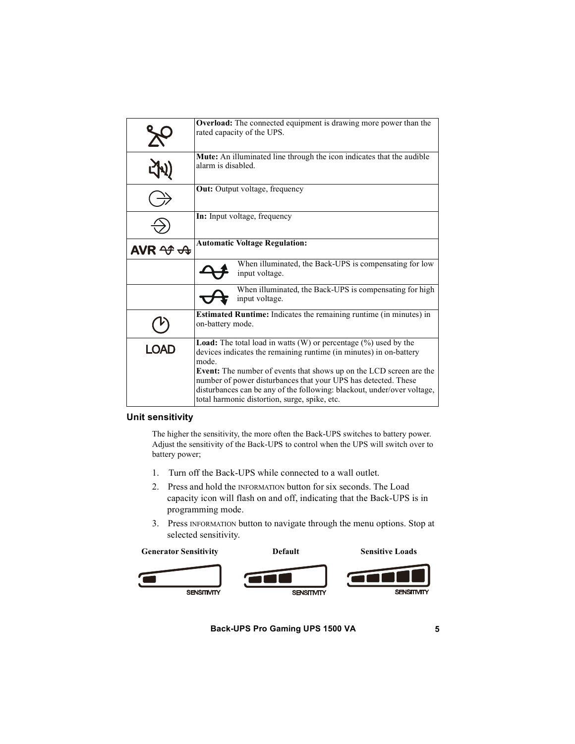| | |
|---|---|
| | **Overload:** The connected equipment is drawing more power than the rated capacity of the UPS. |
| | **Mute:** An illuminated line through the icon indicates that the audible alarm is disabled. |
| | **Out:** Output voltage, frequency |
| | **In:** Input voltage, frequency |
| AVR | **Automatic Voltage Regulation:** |
| | When illuminated, the Back-UPS is compensating for low input voltage. |
| | When illuminated, the Back-UPS is compensating for high input voltage. |
| | **Estimated Runtime:** Indicates the remaining runtime (in minutes) in on-battery mode. |
| LOAD | **Load:** The total load in watts (W) or percentage (%) used by the devices indicates the remaining runtime (in minutes) in on-battery mode.<br>**Event:** The number of events that shows up on the LCD screen are the number of power disturbances that your UPS has detected. These disturbances can be any of the following: blackout, under/over voltage, total harmonic distortion, surge, spike, etc. |

### Unit sensitivity

The higher the sensitivity, the more often the Back-UPS switches to battery power. Adjust the sensitivity of the Back-UPS to control when the UPS will switch over to battery power;

1. Turn off the Back-UPS while connected to a wall outlet.
2. Press and hold the INFORMATION button for six seconds. The Load capacity icon will flash on and off, indicating that the Back-UPS is in programming mode.
3. Press INFORMATION button to navigate through the menu options. Stop at selected sensitivity.

| Generator Sensitivity | Default | Sensitive Loads |
|---|---|---|
| SENSITIVITY | SENSITIVITY | SENSITIVITY |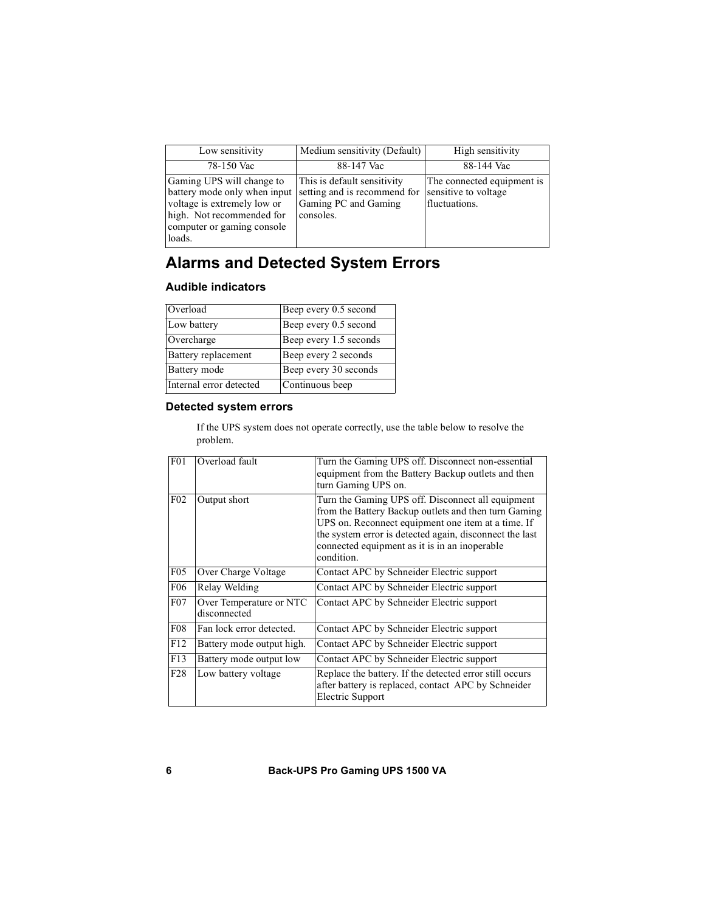| Low sensitivity | Medium sensitivity (Default) | High sensitivity |
|---|---|---|
| 78-150 Vac | 88-147 Vac | 88-144 Vac |
| Gaming UPS will change to battery mode only when input voltage is extremely low or high. Not recommended for computer or gaming console loads. | This is default sensitivity setting and is recommend for Gaming PC and Gaming consoles. | The connected equipment is sensitive to voltage fluctuations. |

## Alarms and Detected System Errors

### Audible indicators

| | |
|---|---|
| Overload | Beep every 0.5 second |
| Low battery | Beep every 0.5 second |
| Overcharge | Beep every 1.5 seconds |
| Battery replacement | Beep every 2 seconds |
| Battery mode | Beep every 30 seconds |
| Internal error detected | Continuous beep |

### Detected system errors

If the UPS system does not operate correctly, use the table below to resolve the problem.

| | | |
|---|---|---|
| F01 | Overload fault | Turn the Gaming UPS off. Disconnect non-essential equipment from the Battery Backup outlets and then turn Gaming UPS on. |
| F02 | Output short | Turn the Gaming UPS off. Disconnect all equipment from the Battery Backup outlets and then turn Gaming UPS on. Reconnect equipment one item at a time. If the system error is detected again, disconnect the last connected equipment as it is in an inoperable condition. |
| F05 | Over Charge Voltage | Contact APC by Schneider Electric support |
| F06 | Relay Welding | Contact APC by Schneider Electric support |
| F07 | Over Temperature or NTC disconnected | Contact APC by Schneider Electric support |
| F08 | Fan lock error detected. | Contact APC by Schneider Electric support |
| F12 | Battery mode output high. | Contact APC by Schneider Electric support |
| F13 | Battery mode output low | Contact APC by Schneider Electric support |
| F28 | Low battery voltage | Replace the battery. If the detected error still occurs after battery is replaced, contact APC by Schneider Electric Support |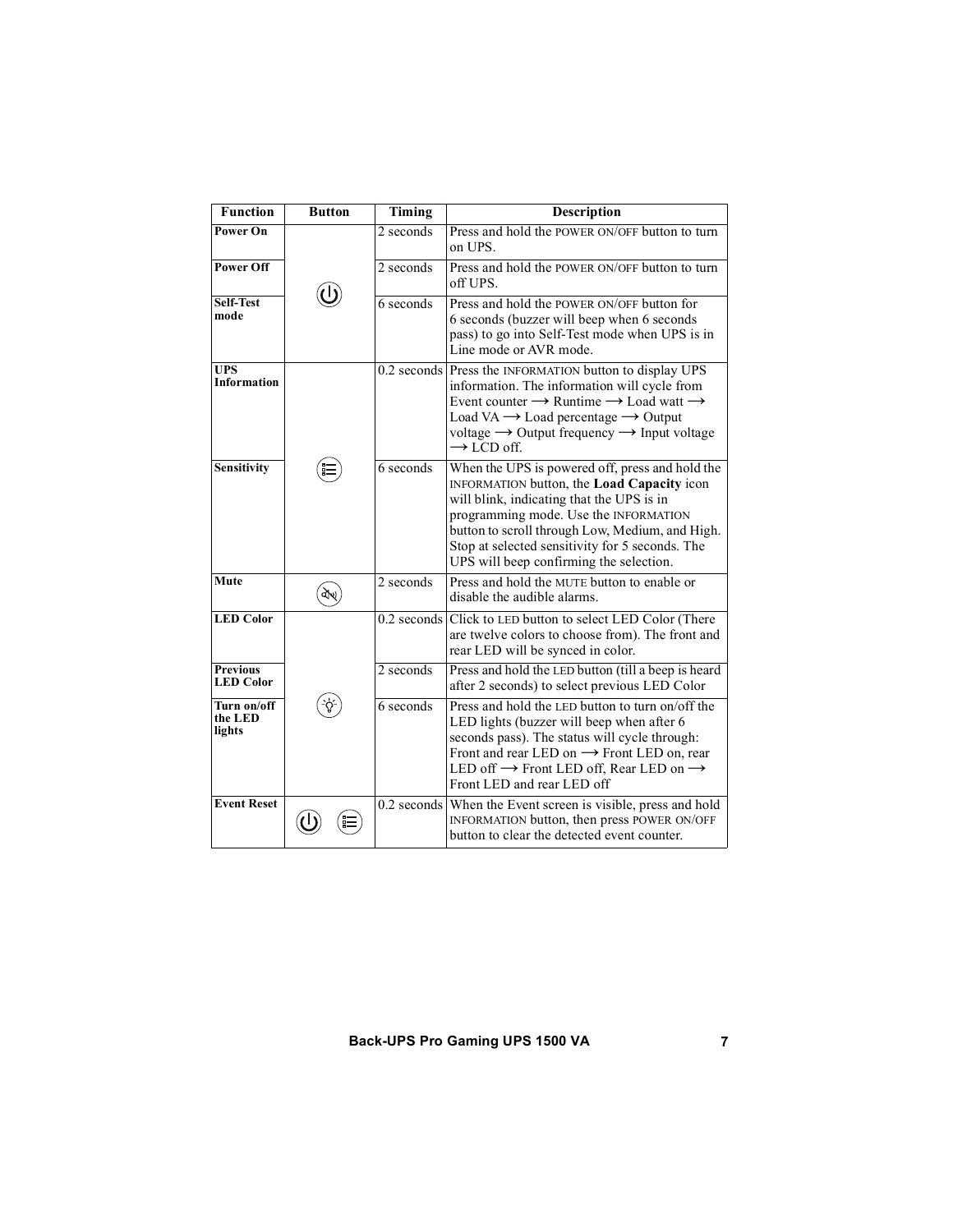| Function | Button | Timing | Description |
|---|---|---|---|
| **Power On** | | 2 seconds | Press and hold the POWER ON/OFF button to turn on UPS. |
| **Power Off** | | 2 seconds | Press and hold the POWER ON/OFF button to turn off UPS. |
| **Self-Test mode** | | 6 seconds | Press and hold the POWER ON/OFF button for 6 seconds (buzzer will beep when 6 seconds pass) to go into Self-Test mode when UPS is in Line mode or AVR mode. |
| **UPS Information** | | 0.2 seconds | Press the INFORMATION button to display UPS information. The information will cycle from Event counter → Runtime → Load watt → Load VA → Load percentage → Output voltage → Output frequency → Input voltage → LCD off. |
| **Sensitivity** | | 6 seconds | When the UPS is powered off, press and hold the INFORMATION button, the **Load Capacity** icon will blink, indicating that the UPS is in programming mode. Use the INFORMATION button to scroll through Low, Medium, and High. Stop at selected sensitivity for 5 seconds. The UPS will beep confirming the selection. |
| **Mute** | | 2 seconds | Press and hold the MUTE button to enable or disable the audible alarms. |
| **LED Color** | | 0.2 seconds | Click to LED button to select LED Color (There are twelve colors to choose from). The front and rear LED will be synced in color. |
| **Previous LED Color** | | 2 seconds | Press and hold the LED button (till a beep is heard after 2 seconds) to select previous LED Color |
| **Turn on/off the LED lights** | | 6 seconds | Press and hold the LED button to turn on/off the LED lights (buzzer will beep when after 6 seconds pass). The status will cycle through: Front and rear LED on → Front LED on, rear LED off → Front LED off, Rear LED on → Front LED and rear LED off |
| **Event Reset** | | 0.2 seconds | When the Event screen is visible, press and hold INFORMATION button, then press POWER ON/OFF button to clear the detected event counter. |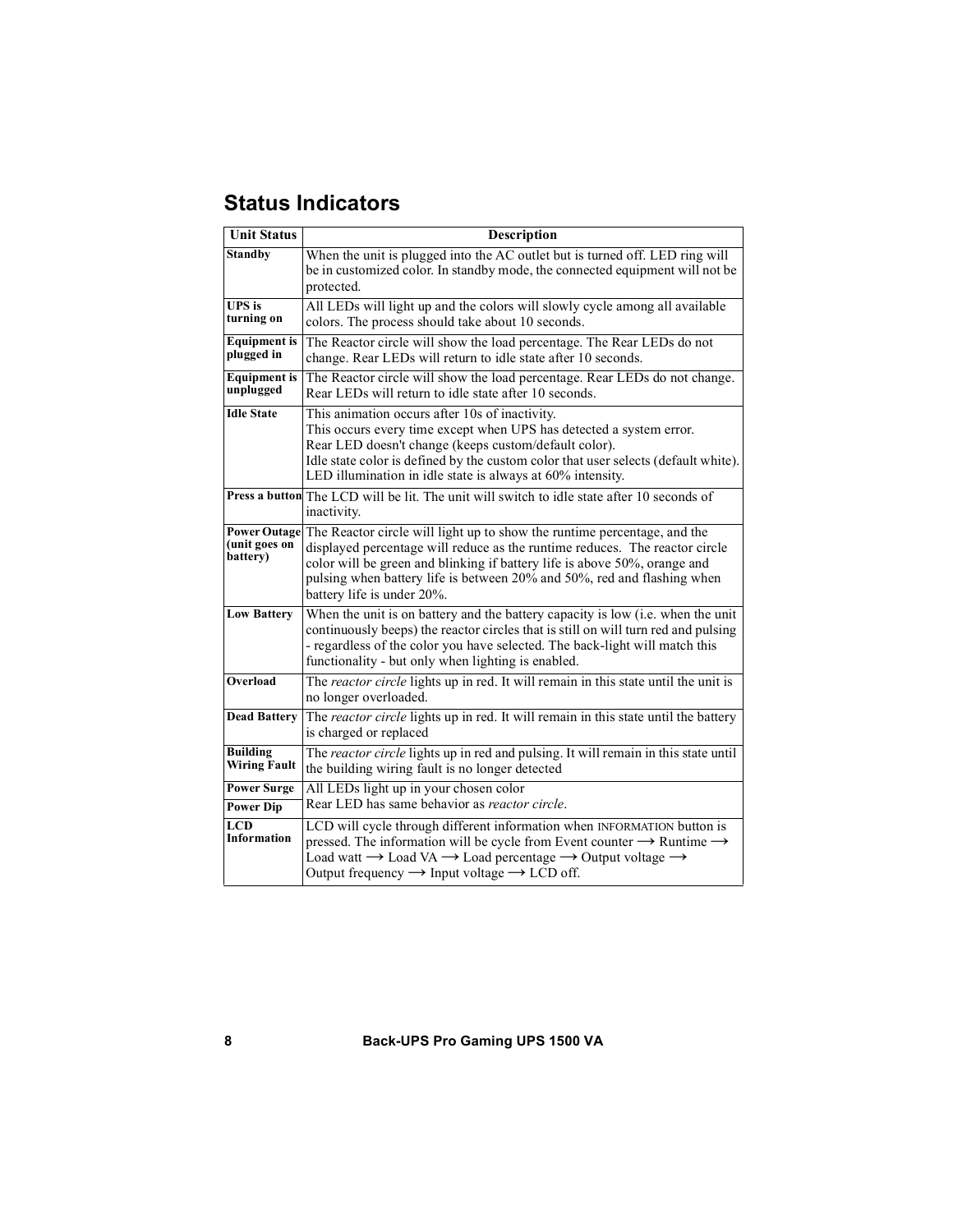## Status Indicators

| Unit Status | Description |
|---|---|
| **Standby** | When the unit is plugged into the AC outlet but is turned off. LED ring will be in customized color. In standby mode, the connected equipment will not be protected. |
| **UPS is turning on** | All LEDs will light up and the colors will slowly cycle among all available colors. The process should take about 10 seconds. |
| **Equipment is plugged in** | The Reactor circle will show the load percentage. The Rear LEDs do not change. Rear LEDs will return to idle state after 10 seconds. |
| **Equipment is unplugged** | The Reactor circle will show the load percentage. Rear LEDs do not change. Rear LEDs will return to idle state after 10 seconds. |
| **Idle State** | This animation occurs after 10s of inactivity.<br>This occurs every time except when UPS has detected a system error.<br>Rear LED doesn't change (keeps custom/default color).<br>Idle state color is defined by the custom color that user selects (default white).<br>LED illumination in idle state is always at 60% intensity. |
| **Press a button** | The LCD will be lit. The unit will switch to idle state after 10 seconds of inactivity. |
| **Power Outage (unit goes on battery)** | The Reactor circle will light up to show the runtime percentage, and the displayed percentage will reduce as the runtime reduces. The reactor circle color will be green and blinking if battery life is above 50%, orange and pulsing when battery life is between 20% and 50%, red and flashing when battery life is under 20%. |
| **Low Battery** | When the unit is on battery and the battery capacity is low (i.e. when the unit continuously beeps) the reactor circles that is still on will turn red and pulsing - regardless of the color you have selected. The back-light will match this functionality - but only when lighting is enabled. |
| **Overload** | The *reactor circle* lights up in red. It will remain in this state until the unit is no longer overloaded. |
| **Dead Battery** | The *reactor circle* lights up in red. It will remain in this state until the battery is charged or replaced |
| **Building Wiring Fault** | The *reactor circle* lights up in red and pulsing. It will remain in this state until the building wiring fault is no longer detected |
| **Power Surge**<br>**Power Dip** | All LEDs light up in your chosen color<br>Rear LED has same behavior as *reactor circle*. |
| **LCD Information** | LCD will cycle through different information when INFORMATION button is pressed. The information will be cycle from Event counter ⟶ Runtime ⟶ Load watt ⟶ Load VA ⟶ Load percentage ⟶ Output voltage ⟶ Output frequency ⟶ Input voltage ⟶ LCD off. |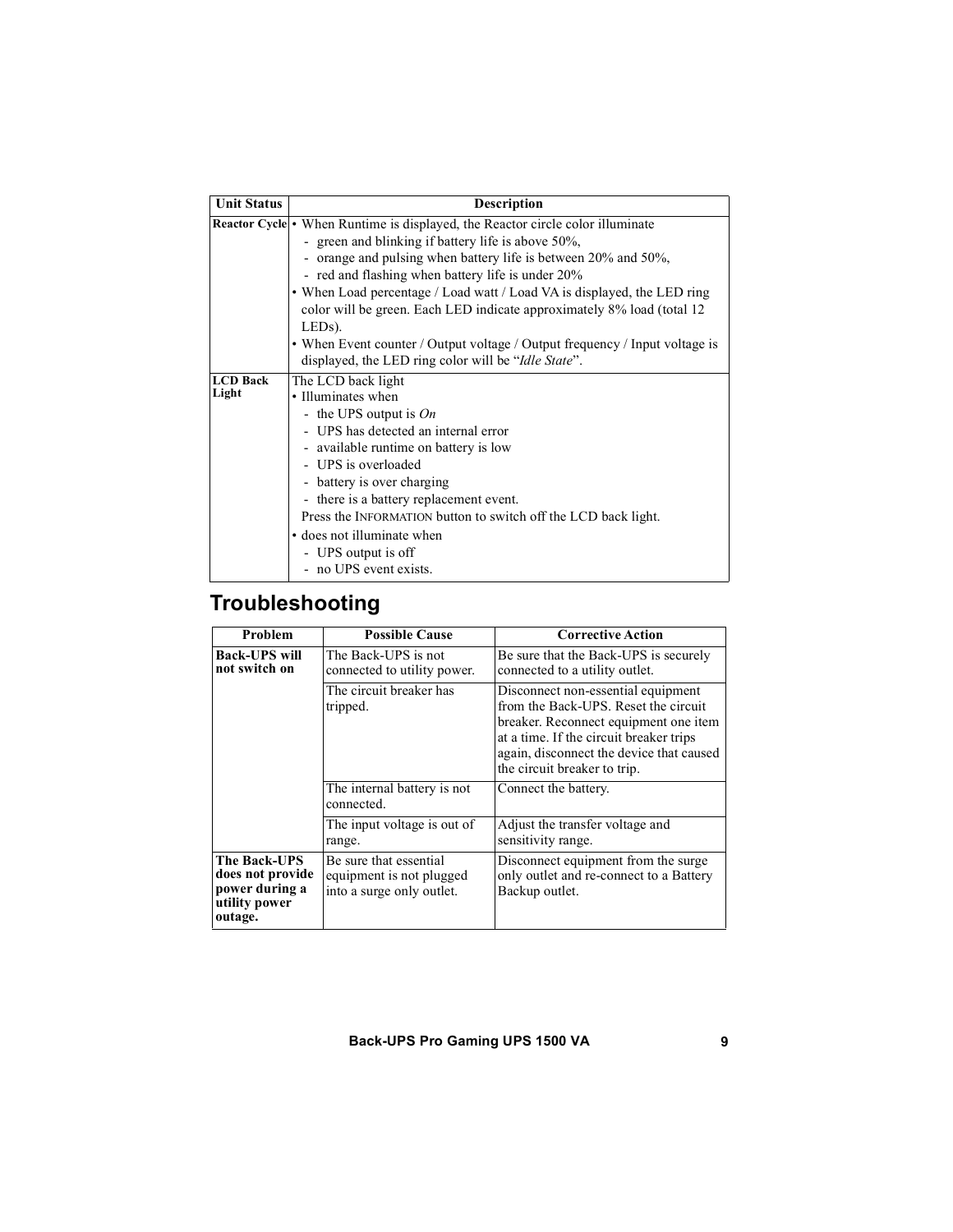| Unit Status | Description |
|---|---|
| **Reactor Cycle** | • When Runtime is displayed, the Reactor circle color illuminate<br>- green and blinking if battery life is above 50%,<br>- orange and pulsing when battery life is between 20% and 50%,<br>- red and flashing when battery life is under 20%<br>• When Load percentage / Load watt / Load VA is displayed, the LED ring color will be green. Each LED indicate approximately 8% load (total 12 LEDs).<br>• When Event counter / Output voltage / Output frequency / Input voltage is displayed, the LED ring color will be "*Idle State*". |
| **LCD Back Light** | The LCD back light<br>• Illuminates when<br>- the UPS output is *On*<br>- UPS has detected an internal error<br>- available runtime on battery is low<br>- UPS is overloaded<br>- battery is over charging<br>- there is a battery replacement event.<br>Press the INFORMATION button to switch off the LCD back light.<br>• does not illuminate when<br>- UPS output is off<br>- no UPS event exists. |

## Troubleshooting

| Problem | Possible Cause | Corrective Action |
|---|---|---|
| **Back-UPS will not switch on** | The Back-UPS is not connected to utility power. | Be sure that the Back-UPS is securely connected to a utility outlet. |
| | The circuit breaker has tripped. | Disconnect non-essential equipment from the Back-UPS. Reset the circuit breaker. Reconnect equipment one item at a time. If the circuit breaker trips again, disconnect the device that caused the circuit breaker to trip. |
| | The internal battery is not connected. | Connect the battery. |
| | The input voltage is out of range. | Adjust the transfer voltage and sensitivity range. |
| **The Back-UPS does not provide power during a utility power outage.** | Be sure that essential equipment is not plugged into a surge only outlet. | Disconnect equipment from the surge only outlet and re-connect to a Battery Backup outlet. |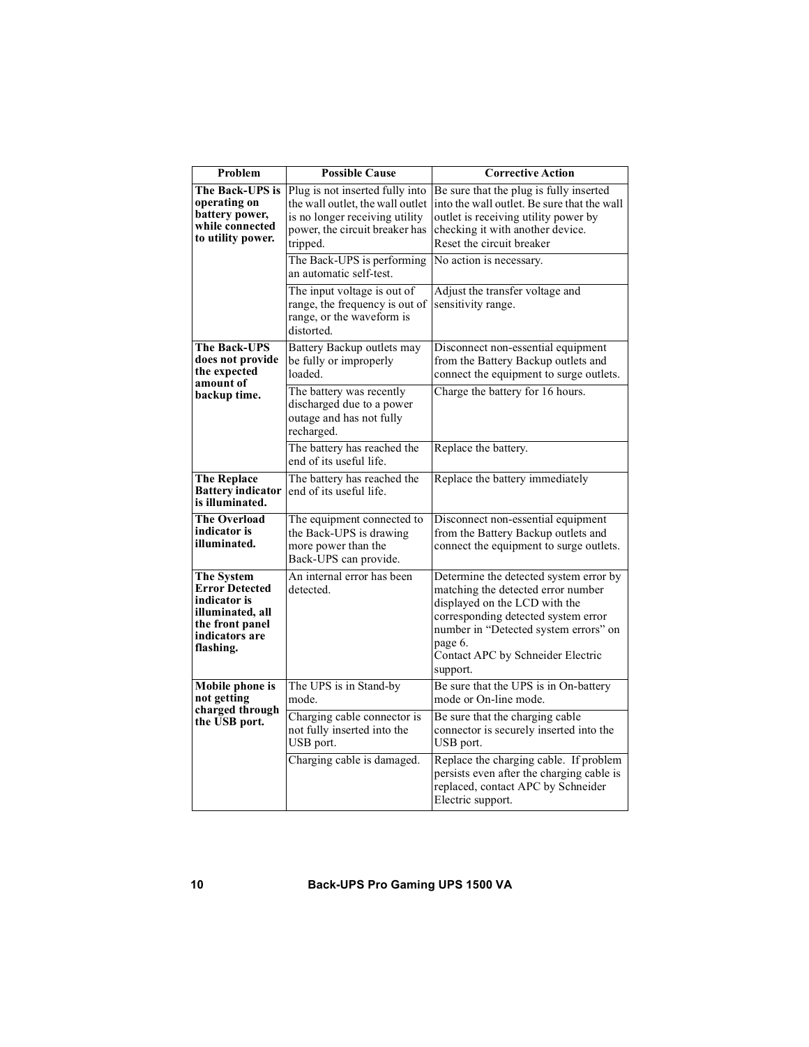| Problem | Possible Cause | Corrective Action |
|---|---|---|
| **The Back-UPS is operating on battery power, while connected to utility power.** | Plug is not inserted fully into the wall outlet, the wall outlet is no longer receiving utility power, the circuit breaker has tripped. | Be sure that the plug is fully inserted into the wall outlet. Be sure that the wall outlet is receiving utility power by checking it with another device. Reset the circuit breaker |
| | The Back-UPS is performing an automatic self-test. | No action is necessary. |
| | The input voltage is out of range, the frequency is out of range, or the waveform is distorted. | Adjust the transfer voltage and sensitivity range. |
| **The Back-UPS does not provide the expected amount of backup time.** | Battery Backup outlets may be fully or improperly loaded. | Disconnect non-essential equipment from the Battery Backup outlets and connect the equipment to surge outlets. |
| | The battery was recently discharged due to a power outage and has not fully recharged. | Charge the battery for 16 hours. |
| | The battery has reached the end of its useful life. | Replace the battery. |
| **The Replace Battery indicator is illuminated.** | The battery has reached the end of its useful life. | Replace the battery immediately |
| **The Overload indicator is illuminated.** | The equipment connected to the Back-UPS is drawing more power than the Back-UPS can provide. | Disconnect non-essential equipment from the Battery Backup outlets and connect the equipment to surge outlets. |
| **The System Error Detected indicator is illuminated, all the front panel indicators are flashing.** | An internal error has been detected. | Determine the detected system error by matching the detected error number displayed on the LCD with the corresponding detected system error number in “Detected system errors” on page 6. Contact APC by Schneider Electric support. |
| **Mobile phone is not getting charged through the USB port.** | The UPS is in Stand-by mode. | Be sure that the UPS is in On-battery mode or On-line mode. |
| | Charging cable connector is not fully inserted into the USB port. | Be sure that the charging cable connector is securely inserted into the USB port. |
| | Charging cable is damaged. | Replace the charging cable. If problem persists even after the charging cable is replaced, contact APC by Schneider Electric support. |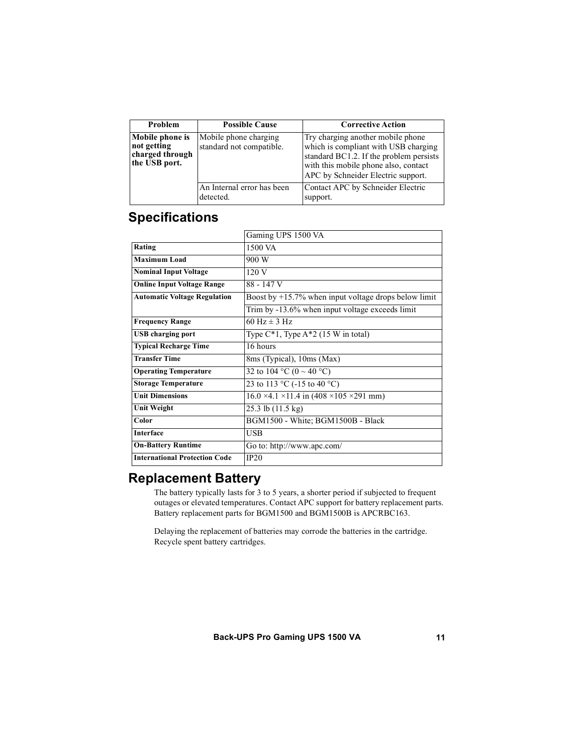| Problem | Possible Cause | Corrective Action |
|---|---|---|
| **Mobile phone is not getting charged through the USB port.** | Mobile phone charging standard not compatible. | Try charging another mobile phone which is compliant with USB charging standard BC1.2. If the problem persists with this mobile phone also, contact APC by Schneider Electric support. |
| | An Internal error has been detected. | Contact APC by Schneider Electric support. |

## Specifications

| | Gaming UPS 1500 VA |
|---|---|
| **Rating** | 1500 VA |
| **Maximum Load** | 900 W |
| **Nominal Input Voltage** | 120 V |
| **Online Input Voltage Range** | 88 - 147 V |
| **Automatic Voltage Regulation** | Boost by +15.7% when input voltage drops below limit |
| | Trim by -13.6% when input voltage exceeds limit |
| **Frequency Range** | 60 Hz ± 3 Hz |
| **USB charging port** | Type C*1, Type A*2 (15 W in total) |
| **Typical Recharge Time** | 16 hours |
| **Transfer Time** | 8ms (Typical), 10ms (Max) |
| **Operating Temperature** | 32 to 104 °C (0 ~ 40 °C) |
| **Storage Temperature** | 23 to 113 °C (-15 to 40 °C) |
| **Unit Dimensions** | 16.0 ×4.1 ×11.4 in (408 ×105 ×291 mm) |
| **Unit Weight** | 25.3 lb (11.5 kg) |
| **Color** | BGM1500 - White; BGM1500B - Black |
| **Interface** | USB |
| **On-Battery Runtime** | Go to: http://www.apc.com/ |
| **International Protection Code** | IP20 |

## Replacement Battery

The battery typically lasts for 3 to 5 years, a shorter period if subjected to frequent outages or elevated temperatures. Contact APC support for battery replacement parts. Battery replacement parts for BGM1500 and BGM1500B is APCRBC163.

Delaying the replacement of batteries may corrode the batteries in the cartridge. Recycle spent battery cartridges.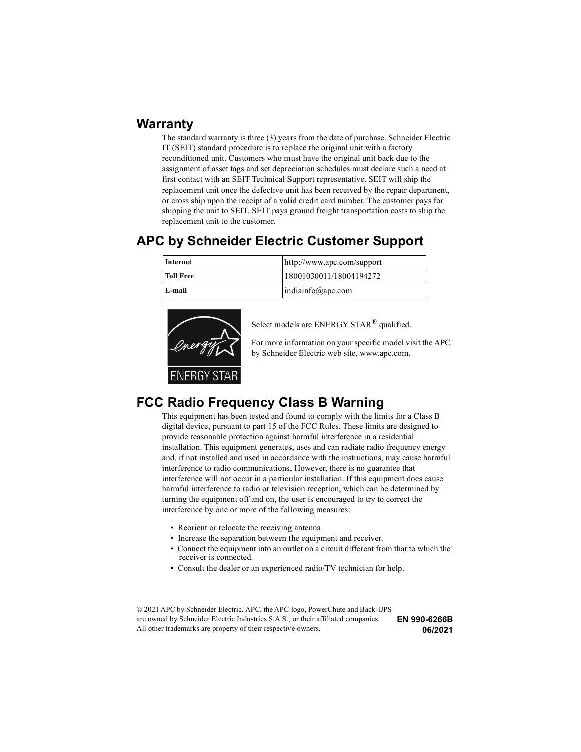## Warranty

The standard warranty is three (3) years from the date of purchase. Schneider Electric IT (SEIT) standard procedure is to replace the original unit with a factory reconditioned unit. Customers who must have the original unit back due to the assignment of asset tags and set depreciation schedules must declare such a need at first contact with an SEIT Technical Support representative. SEIT will ship the replacement unit once the defective unit has been received by the repair department, or cross ship upon the receipt of a valid credit card number. The customer pays for shipping the unit to SEIT. SEIT pays ground freight transportation costs to ship the replacement unit to the customer.

## APC by Schneider Electric Customer Support

| | |
|---|---|
| **Internet** | http://www.apc.com/support |
| **Toll Free** | 18001030011/18004194272 |
| **E-mail** | indiainfo@apc.com |

Select models are ENERGY STAR® qualified.

For more information on your specific model visit the APC by Schneider Electric web site, www.apc.com.

## FCC Radio Frequency Class B Warning

This equipment has been tested and found to comply with the limits for a Class B digital device, pursuant to part 15 of the FCC Rules. These limits are designed to provide reasonable protection against harmful interference in a residential installation. This equipment generates, uses and can radiate radio frequency energy and, if not installed and used in accordance with the instructions, may cause harmful interference to radio communications. However, there is no guarantee that interference will not occur in a particular installation. If this equipment does cause harmful interference to radio or television reception, which can be determined by turning the equipment off and on, the user is encouraged to try to correct the interference by one or more of the following measures:

- Reorient or relocate the receiving antenna.
- Increase the separation between the equipment and receiver.
- Connect the equipment into an outlet on a circuit different from that to which the receiver is connected.
- Consult the dealer or an experienced radio/TV technician for help.

© 2021 APC by Schneider Electric. APC, the APC logo, PowerChute and Back-UPS are owned by Schneider Electric Industries S.A.S., or their affiliated companies. All other trademarks are property of their respective owners.

**EN 990-6266B**
**06/2021**